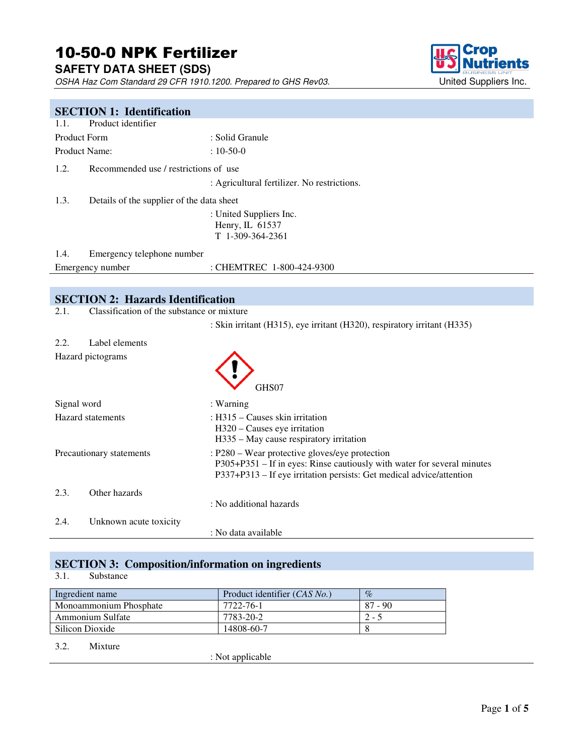# 10-50-0 NPK Fertilizer

**SAFETY DATA SHEET (SDS)**

*OSHA Haz Com Standard 29 CFR 1910.1200. Prepared to GHS Rev03.*

United Suppliers Inc.

## SECTION 1: Identification

1.1. Product identifier

Product Form : Solid Granule

Product Name: : 10-50-0

1.2. Recommended use / restrictions of use

: Agricultural fertilizer. No restrictions.

1.3. Details of the supplier of the data sheet

: United Suppliers Inc.
Henry, IL 61537
T 1-309-364-2361

1.4. Emergency telephone number

Emergency number : CHEMTREC 1-800-424-9300

## SECTION 2: Hazards Identification

2.1. Classification of the substance or mixture

: Skin irritant (H315), eye irritant (H320), respiratory irritant (H335)

2.2. Label elements

Hazard pictograms

GHS07

Signal word : Warning

Hazard statements : H315 – Causes skin irritation
H320 – Causes eye irritation
H335 – May cause respiratory irritation

Precautionary statements : P280 – Wear protective gloves/eye protection
P305+P351 – If in eyes: Rinse cautiously with water for several minutes
P337+P313 – If eye irritation persists: Get medical advice/attention

2.3. Other hazards

: No additional hazards

2.4. Unknown acute toxicity

: No data available

## SECTION 3: Composition/information on ingredients

3.1. Substance

| Ingredient name | Product identifier (*CAS No.*) | % |
|---|---|---|
| Monoammonium Phosphate | 7722-76-1 | 87 - 90 |
| Ammonium Sulfate | 7783-20-2 | 2 - 5 |
| Silicon Dioxide | 14808-60-7 | 8 |

3.2. Mixture

: Not applicable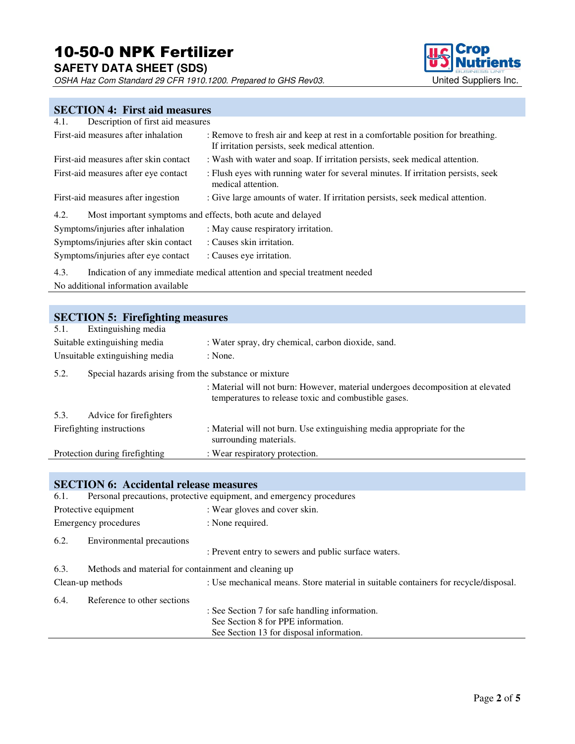## SECTION 4: First aid measures

4.1. Description of first aid measures

| | |
|---|---|
| First-aid measures after inhalation | : Remove to fresh air and keep at rest in a comfortable position for breathing. If irritation persists, seek medical attention. |
| First-aid measures after skin contact | : Wash with water and soap. If irritation persists, seek medical attention. |
| First-aid measures after eye contact | : Flush eyes with running water for several minutes. If irritation persists, seek medical attention. |
| First-aid measures after ingestion | : Give large amounts of water. If irritation persists, seek medical attention. |

4.2. Most important symptoms and effects, both acute and delayed

| | |
|---|---|
| Symptoms/injuries after inhalation | : May cause respiratory irritation. |
| Symptoms/injuries after skin contact | : Causes skin irritation. |
| Symptoms/injuries after eye contact | : Causes eye irritation. |

4.3. Indication of any immediate medical attention and special treatment needed

No additional information available

## SECTION 5: Firefighting measures

5.1. Extinguishing media

| | |
|---|---|
| Suitable extinguishing media | : Water spray, dry chemical, carbon dioxide, sand. |
| Unsuitable extinguishing media | : None. |

5.2. Special hazards arising from the substance or mixture

: Material will not burn: However, material undergoes decomposition at elevated temperatures to release toxic and combustible gases.

5.3. Advice for firefighters

| | |
|---|---|
| Firefighting instructions | : Material will not burn. Use extinguishing media appropriate for the surrounding materials. |
| Protection during firefighting | : Wear respiratory protection. |

## SECTION 6: Accidental release measures

6.1. Personal precautions, protective equipment, and emergency procedures

| | |
|---|---|
| Protective equipment | : Wear gloves and cover skin. |
| Emergency procedures | : None required. |

6.2. Environmental precautions

: Prevent entry to sewers and public surface waters.

6.3. Methods and material for containment and cleaning up

| | |
|---|---|
| Clean-up methods | : Use mechanical means. Store material in suitable containers for recycle/disposal. |

6.4. Reference to other sections

: See Section 7 for safe handling information.
See Section 8 for PPE information.
See Section 13 for disposal information.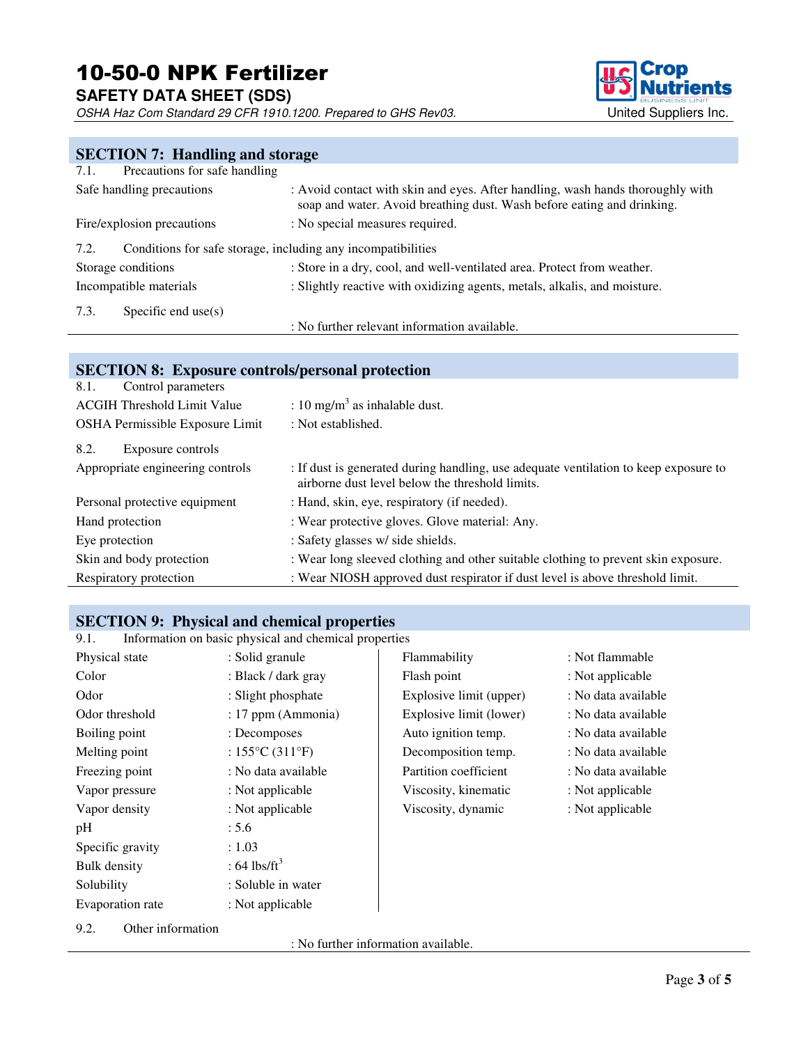## SECTION 7: Handling and storage

7.1. Precautions for safe handling

| | |
|---|---|
| Safe handling precautions | : Avoid contact with skin and eyes. After handling, wash hands thoroughly with soap and water. Avoid breathing dust. Wash before eating and drinking. |
| Fire/explosion precautions | : No special measures required. |

7.2. Conditions for safe storage, including any incompatibilities

| | |
|---|---|
| Storage conditions | : Store in a dry, cool, and well-ventilated area. Protect from weather. |
| Incompatible materials | : Slightly reactive with oxidizing agents, metals, alkalis, and moisture. |

7.3. Specific end use(s)

: No further relevant information available.

## SECTION 8: Exposure controls/personal protection

8.1. Control parameters

| | |
|---|---|
| ACGIH Threshold Limit Value | : 10 $mg/m^3$ as inhalable dust. |
| OSHA Permissible Exposure Limit | : Not established. |

8.2. Exposure controls

| | |
|---|---|
| Appropriate engineering controls | : If dust is generated during handling, use adequate ventilation to keep exposure to airborne dust level below the threshold limits. |
| Personal protective equipment | : Hand, skin, eye, respiratory (if needed). |
| Hand protection | : Wear protective gloves. Glove material: Any. |
| Eye protection | : Safety glasses w/ side shields. |
| Skin and body protection | : Wear long sleeved clothing and other suitable clothing to prevent skin exposure. |
| Respiratory protection | : Wear NIOSH approved dust respirator if dust level is above threshold limit. |

## SECTION 9: Physical and chemical properties

9.1. Information on basic physical and chemical properties

| | |
|---|---|
| Physical state | : Solid granule |
| Color | : Black / dark gray |
| Odor | : Slight phosphate |
| Odor threshold | : 17 ppm (Ammonia) |
| Boiling point | : Decomposes |
| Melting point | : 155°C (311°F) |
| Freezing point | : No data available |
| Vapor pressure | : Not applicable |
| Vapor density | : Not applicable |
| pH | : 5.6 |
| Specific gravity | : 1.03 |
| Bulk density | : 64 $lbs/ft^3$ |
| Solubility | : Soluble in water |
| Evaporation rate | : Not applicable |
| Flammability | : Not flammable |
| Flash point | : Not applicable |
| Explosive limit (upper) | : No data available |
| Explosive limit (lower) | : No data available |
| Auto ignition temp. | : No data available |
| Decomposition temp. | : No data available |
| Partition coefficient | : No data available |
| Viscosity, kinematic | : Not applicable |
| Viscosity, dynamic | : Not applicable |

9.2. Other information

: No further information available.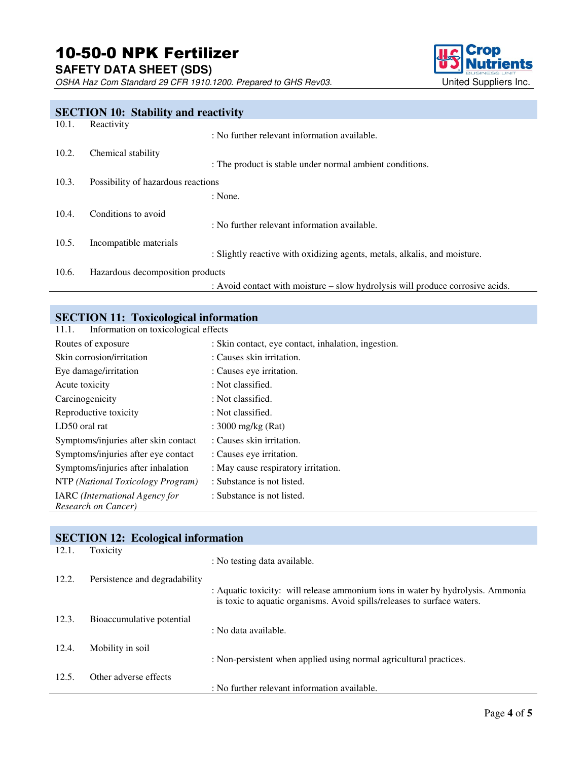## SECTION 10: Stability and reactivity

| | | |
|---|---|---|
| 10.1. | Reactivity | : No further relevant information available. |
| 10.2. | Chemical stability | : The product is stable under normal ambient conditions. |
| 10.3. | Possibility of hazardous reactions | : None. |
| 10.4. | Conditions to avoid | : No further relevant information available. |
| 10.5. | Incompatible materials | : Slightly reactive with oxidizing agents, metals, alkalis, and moisture. |
| 10.6. | Hazardous decomposition products | : Avoid contact with moisture – slow hydrolysis will produce corrosive acids. |

## SECTION 11: Toxicological information

11.1. Information on toxicological effects

| | |
|---|---|
| Routes of exposure | : Skin contact, eye contact, inhalation, ingestion. |
| Skin corrosion/irritation | : Causes skin irritation. |
| Eye damage/irritation | : Causes eye irritation. |
| Acute toxicity | : Not classified. |
| Carcinogenicity | : Not classified. |
| Reproductive toxicity | : Not classified. |
| LD50 oral rat | : 3000 mg/kg (Rat) |
| Symptoms/injuries after skin contact | : Causes skin irritation. |
| Symptoms/injuries after eye contact | : Causes eye irritation. |
| Symptoms/injuries after inhalation | : May cause respiratory irritation. |
| NTP *(National Toxicology Program)* | : Substance is not listed. |
| IARC *(International Agency for Research on Cancer)* | : Substance is not listed. |

## SECTION 12: Ecological information

| | | |
|---|---|---|
| 12.1. | Toxicity | : No testing data available. |
| 12.2. | Persistence and degradability | : Aquatic toxicity: will release ammonium ions in water by hydrolysis. Ammonia is toxic to aquatic organisms. Avoid spills/releases to surface waters. |
| 12.3. | Bioaccumulative potential | : No data available. |
| 12.4. | Mobility in soil | : Non-persistent when applied using normal agricultural practices. |
| 12.5. | Other adverse effects | : No further relevant information available. |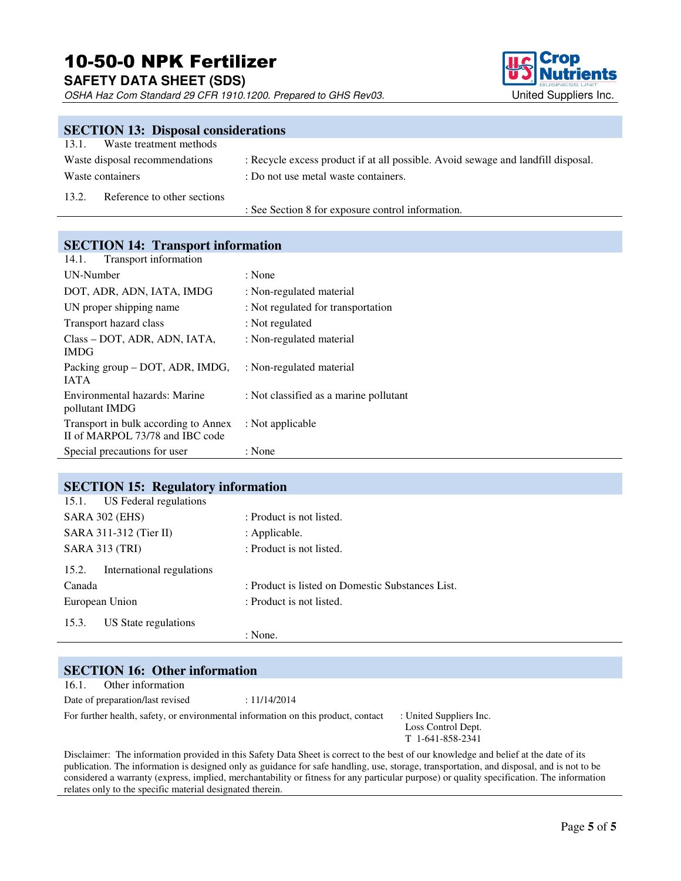## SECTION 13: Disposal considerations

13.1. Waste treatment methods

| | |
|---|---|
| Waste disposal recommendations | : Recycle excess product if at all possible. Avoid sewage and landfill disposal. |
| Waste containers | : Do not use metal waste containers. |

13.2. Reference to other sections

: See Section 8 for exposure control information.

## SECTION 14: Transport information

14.1. Transport information

| | |
|---|---|
| UN-Number | : None |
| DOT, ADR, ADN, IATA, IMDG | : Non-regulated material |
| UN proper shipping name | : Not regulated for transportation |
| Transport hazard class | : Not regulated |
| Class – DOT, ADR, ADN, IATA, IMDG | : Non-regulated material |
| Packing group – DOT, ADR, IMDG, IATA | : Non-regulated material |
| Environmental hazards: Marine pollutant IMDG | : Not classified as a marine pollutant |
| Transport in bulk according to Annex II of MARPOL 73/78 and IBC code | : Not applicable |
| Special precautions for user | : None |

## SECTION 15: Regulatory information

15.1. US Federal regulations

| | |
|---|---|
| SARA 302 (EHS) | : Product is not listed. |
| SARA 311-312 (Tier II) | : Applicable. |
| SARA 313 (TRI) | : Product is not listed. |

15.2. International regulations

| | |
|---|---|
| Canada | : Product is listed on Domestic Substances List. |
| European Union | : Product is not listed. |

15.3. US State regulations

: None.

## SECTION 16: Other information

16.1. Other information

Date of preparation/last revised : 11/14/2014

For further health, safety, or environmental information on this product, contact : United Suppliers Inc.
Loss Control Dept.
T 1-641-858-2341

Disclaimer: The information provided in this Safety Data Sheet is correct to the best of our knowledge and belief at the date of its publication. The information is designed only as guidance for safe handling, use, storage, transportation, and disposal, and is not to be considered a warranty (express, implied, merchantability or fitness for any particular purpose) or quality specification. The information relates only to the specific material designated therein.